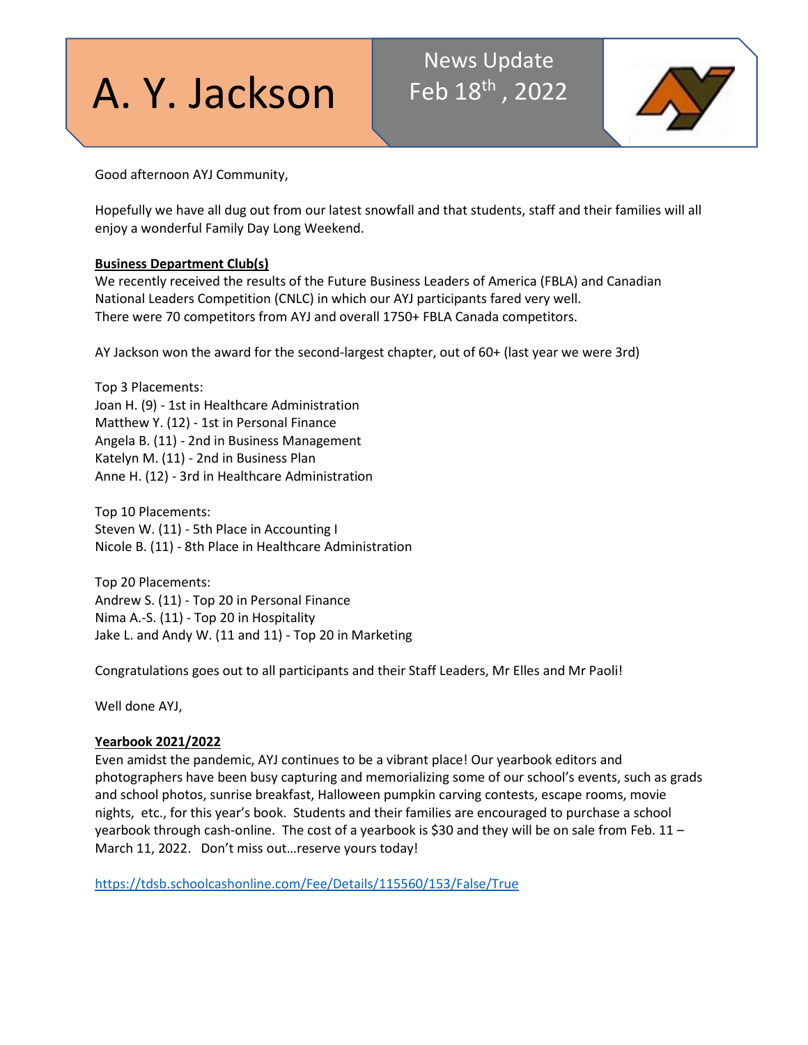# A. Y. Jackson

News Update
Feb 18th, 2022

Good afternoon AYJ Community,

Hopefully we have all dug out from our latest snowfall and that students, staff and their families will all enjoy a wonderful Family Day Long Weekend.

**Business Department Club(s)**

We recently received the results of the Future Business Leaders of America (FBLA) and Canadian National Leaders Competition (CNLC) in which our AYJ participants fared very well.
There were 70 competitors from AYJ and overall 1750+ FBLA Canada competitors.

AY Jackson won the award for the second-largest chapter, out of 60+ (last year we were 3rd)

Top 3 Placements:
Joan H. (9) - 1st in Healthcare Administration
Matthew Y. (12) - 1st in Personal Finance
Angela B. (11) - 2nd in Business Management
Katelyn M. (11) - 2nd in Business Plan
Anne H. (12) - 3rd in Healthcare Administration

Top 10 Placements:
Steven W. (11) - 5th Place in Accounting I
Nicole B. (11) - 8th Place in Healthcare Administration

Top 20 Placements:
Andrew S. (11) - Top 20 in Personal Finance
Nima A.-S. (11) - Top 20 in Hospitality
Jake L. and Andy W. (11 and 11) - Top 20 in Marketing

Congratulations goes out to all participants and their Staff Leaders, Mr Elles and Mr Paoli!

Well done AYJ,

**Yearbook 2021/2022**

Even amidst the pandemic, AYJ continues to be a vibrant place! Our yearbook editors and photographers have been busy capturing and memorializing some of our school's events, such as grads and school photos, sunrise breakfast, Halloween pumpkin carving contests, escape rooms, movie nights, etc., for this year's book. Students and their families are encouraged to purchase a school yearbook through cash-online. The cost of a yearbook is $30 and they will be on sale from Feb. 11 – March 11, 2022. Don't miss out…reserve yours today!

https://tdsb.schoolcashonline.com/Fee/Details/115560/153/False/True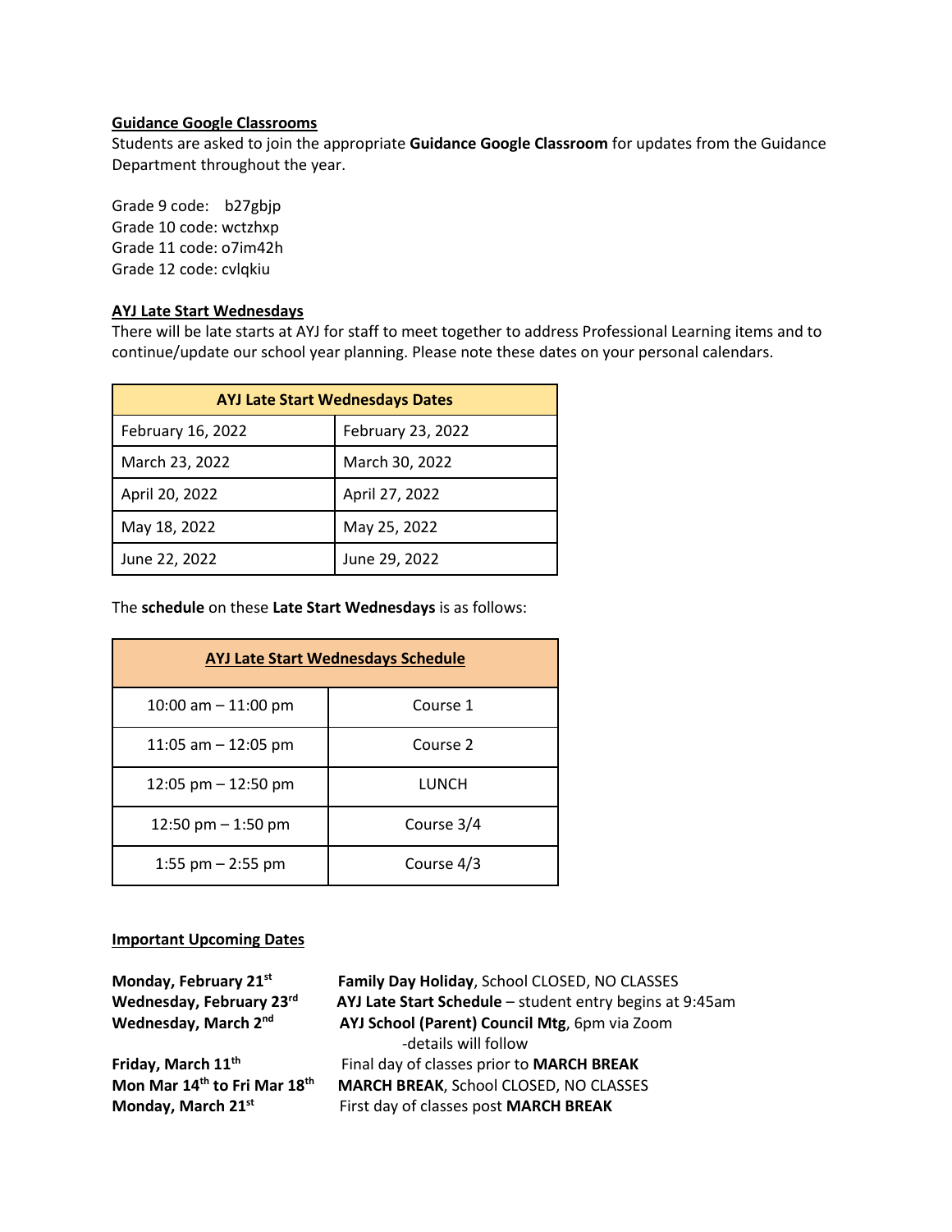**Guidance Google Classrooms**

Students are asked to join the appropriate **Guidance Google Classroom** for updates from the Guidance Department throughout the year.

Grade 9 code: b27gbjp
Grade 10 code: wctzhxp
Grade 11 code: o7im42h
Grade 12 code: cvlqkiu

**AYJ Late Start Wednesdays**

There will be late starts at AYJ for staff to meet together to address Professional Learning items and to continue/update our school year planning. Please note these dates on your personal calendars.

| AYJ Late Start Wednesdays Dates | |
|---|---|
| February 16, 2022 | February 23, 2022 |
| March 23, 2022 | March 30, 2022 |
| April 20, 2022 | April 27, 2022 |
| May 18, 2022 | May 25, 2022 |
| June 22, 2022 | June 29, 2022 |

The **schedule** on these **Late Start Wednesdays** is as follows:

| AYJ Late Start Wednesdays Schedule | |
|---|---|
| 10:00 am – 11:00 pm | Course 1 |
| 11:05 am – 12:05 pm | Course 2 |
| 12:05 pm – 12:50 pm | LUNCH |
| 12:50 pm – 1:50 pm | Course 3/4 |
| 1:55 pm – 2:55 pm | Course 4/3 |

**Important Upcoming Dates**

**Monday, February 21st** — **Family Day Holiday**, School CLOSED, NO CLASSES
**Wednesday, February 23rd** — **AYJ Late Start Schedule** – student entry begins at 9:45am
**Wednesday, March 2nd** — **AYJ School (Parent) Council Mtg**, 6pm via Zoom -details will follow
**Friday, March 11th** — Final day of classes prior to **MARCH BREAK**
**Mon Mar 14th to Fri Mar 18th** — **MARCH BREAK**, School CLOSED, NO CLASSES
**Monday, March 21st** — First day of classes post **MARCH BREAK**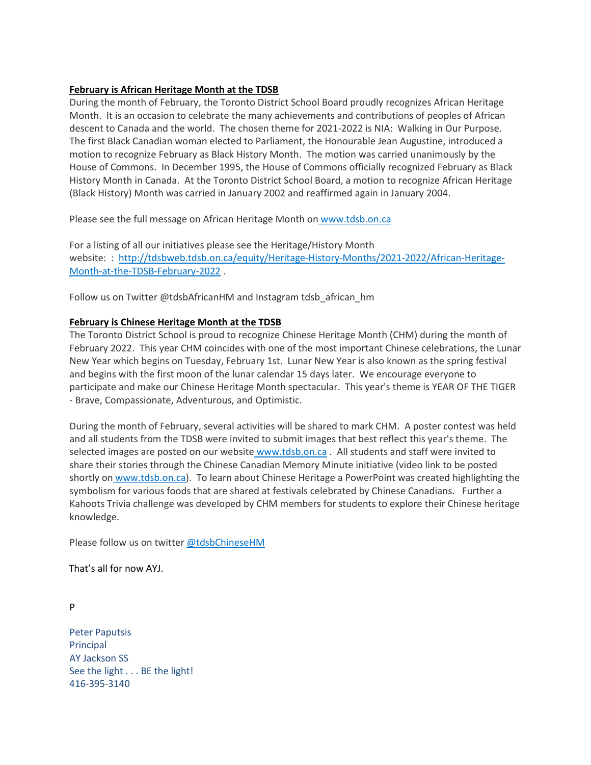**February is African Heritage Month at the TDSB**

During the month of February, the Toronto District School Board proudly recognizes African Heritage Month. It is an occasion to celebrate the many achievements and contributions of peoples of African descent to Canada and the world. The chosen theme for 2021-2022 is NIA: Walking in Our Purpose. The first Black Canadian woman elected to Parliament, the Honourable Jean Augustine, introduced a motion to recognize February as Black History Month. The motion was carried unanimously by the House of Commons. In December 1995, the House of Commons officially recognized February as Black History Month in Canada. At the Toronto District School Board, a motion to recognize African Heritage (Black History) Month was carried in January 2002 and reaffirmed again in January 2004.

Please see the full message on African Heritage Month on [www.tdsb.on.ca](http://www.tdsb.on.ca)

For a listing of all our initiatives please see the Heritage/History Month website: : [http://tdsbweb.tdsb.on.ca/equity/Heritage-History-Months/2021-2022/African-Heritage-Month-at-the-TDSB-February-2022](http://tdsbweb.tdsb.on.ca/equity/Heritage-History-Months/2021-2022/African-Heritage-Month-at-the-TDSB-February-2022) .

Follow us on Twitter @tdsbAfricanHM and Instagram tdsb_african_hm

**February is Chinese Heritage Month at the TDSB**

The Toronto District School is proud to recognize Chinese Heritage Month (CHM) during the month of February 2022. This year CHM coincides with one of the most important Chinese celebrations, the Lunar New Year which begins on Tuesday, February 1st. Lunar New Year is also known as the spring festival and begins with the first moon of the lunar calendar 15 days later. We encourage everyone to participate and make our Chinese Heritage Month spectacular. This year's theme is YEAR OF THE TIGER - Brave, Compassionate, Adventurous, and Optimistic.

During the month of February, several activities will be shared to mark CHM. A poster contest was held and all students from the TDSB were invited to submit images that best reflect this year's theme. The selected images are posted on our website [www.tdsb.on.ca](http://www.tdsb.on.ca) . All students and staff were invited to share their stories through the Chinese Canadian Memory Minute initiative (video link to be posted shortly on [www.tdsb.on.ca](http://www.tdsb.on.ca)). To learn about Chinese Heritage a PowerPoint was created highlighting the symbolism for various foods that are shared at festivals celebrated by Chinese Canadians. Further a Kahoots Trivia challenge was developed by CHM members for students to explore their Chinese heritage knowledge.

Please follow us on twitter @tdsbChineseHM

That's all for now AYJ.

P

Peter Paputsis
Principal
AY Jackson SS
See the light . . . BE the light!
416-395-3140